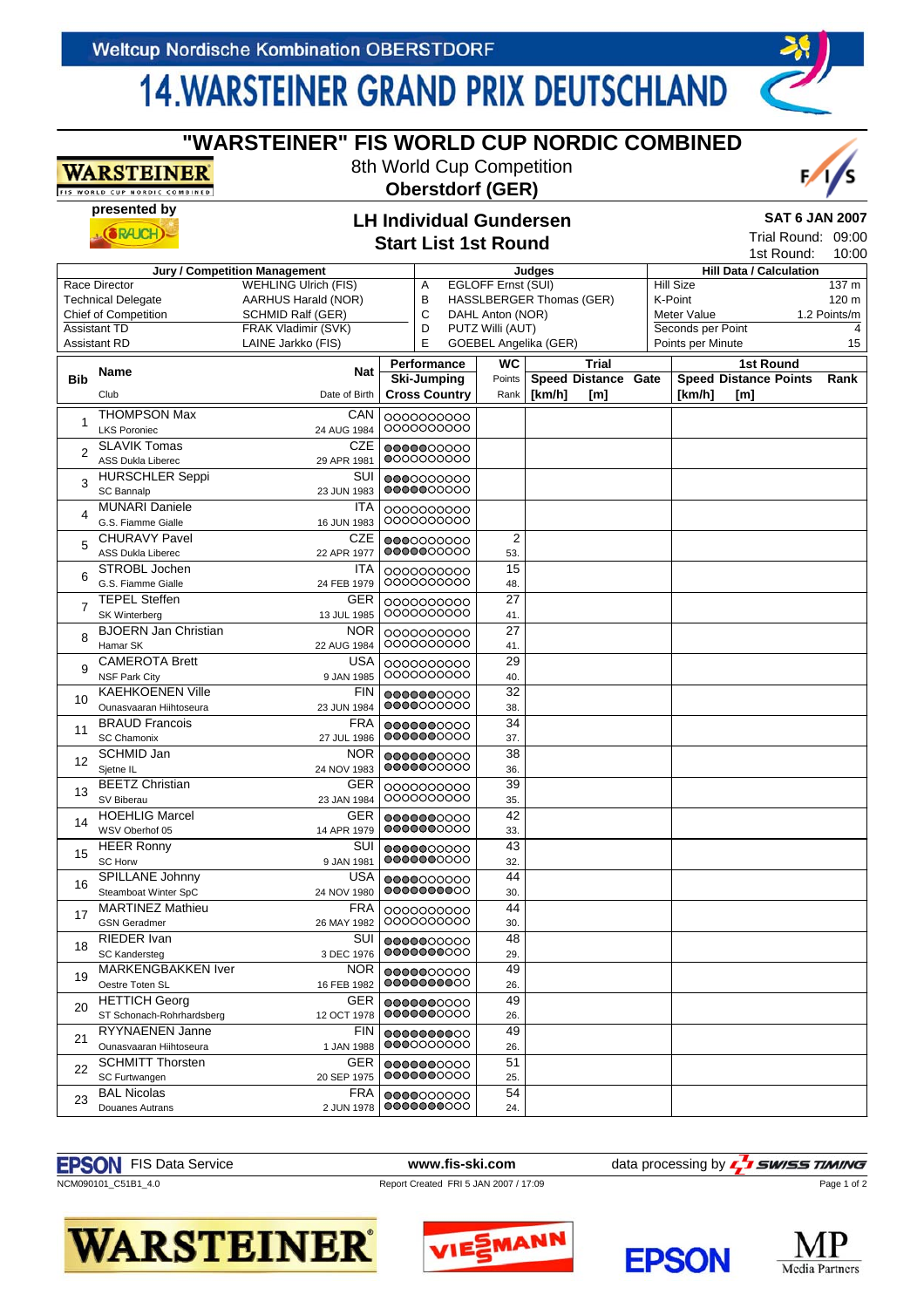Weltcup Nordische Kombination OBERSTDORF

# 14. WARSTEINER GRAND PRIX DEUTSCHLAND

## "WARSTEINER" FIS WORLD CUP NORDIC COMBINED

8th World Cup Competition

**Oberstdorf (GER)**

presented by RAUCH

### LH Individual Gundersen

### Start List 1st Round

**SAT 6 JAN 2007**

Trial Round: 09:00

1st Round: 10:00

| Jury / Competition Management | | Judges | | Hill Data / Calculation | |
|---|---|---|---|---|---|
| Race Director | WEHLING Ulrich (FIS) | A | EGLOFF Ernst (SUI) | Hill Size | 137 m |
| Technical Delegate | AARHUS Harald (NOR) | B | HASSLBERGER Thomas (GER) | K-Point | 120 m |
| Chief of Competition | SCHMID Ralf (GER) | C | DAHL Anton (NOR) | Meter Value | 1.2 Points/m |
| Assistant TD | FRAK Vladimir (SVK) | D | PUTZ Willi (AUT) | Seconds per Point | 4 |
| Assistant RD | LAINE Jarkko (FIS) | E | GOEBEL Angelika (GER) | Points per Minute | 15 |

| Bib | Name / Club | Nat / Date of Birth | Performance Ski-Jumping / Cross Country | WC Points / Rank | Trial Speed [km/h] | Trial Distance [m] | Trial Gate | 1st Round Speed [km/h] | 1st Round Distance [m] | 1st Round Points | Rank |
|---|---|---|---|---|---|---|---|---|---|---|---|
| 1 | THOMPSON Max / LKS Poroniec | CAN / 24 AUG 1984 | | | | | | | | | |
| 2 | SLAVIK Tomas / ASS Dukla Liberec | CZE / 29 APR 1981 | | | | | | | | | |
| 3 | HURSCHLER Seppi / SC Bannalp | SUI / 23 JUN 1983 | | | | | | | | | |
| 4 | MUNARI Daniele / G.S. Fiamme Gialle | ITA / 16 JUN 1983 | | | | | | | | | |
| 5 | CHURAVY Pavel / ASS Dukla Liberec | CZE / 22 APR 1977 | | 2 / 53. | | | | | | | |
| 6 | STROBL Jochen / G.S. Fiamme Gialle | ITA / 24 FEB 1979 | | 15 / 48. | | | | | | | |
| 7 | TEPEL Steffen / SK Winterberg | GER / 13 JUL 1985 | | 27 / 41. | | | | | | | |
| 8 | BJOERN Jan Christian / Hamar SK | NOR / 22 AUG 1984 | | 27 / 41. | | | | | | | |
| 9 | CAMEROTA Brett / NSF Park City | USA / 9 JAN 1985 | | 29 / 40. | | | | | | | |
| 10 | KAEHKOENEN Ville / Ounasvaaran Hiihtoseura | FIN / 23 JUN 1984 | | 32 / 38. | | | | | | | |
| 11 | BRAUD Francois / SC Chamonix | FRA / 27 JUL 1986 | | 34 / 37. | | | | | | | |
| 12 | SCHMID Jan / Sjetne IL | NOR / 24 NOV 1983 | | 38 / 36. | | | | | | | |
| 13 | BEETZ Christian / SV Biberau | GER / 23 JAN 1984 | | 39 / 35. | | | | | | | |
| 14 | HOEHLIG Marcel / WSV Oberhof 05 | GER / 14 APR 1979 | | 42 / 33. | | | | | | | |
| 15 | HEER Ronny / SC Horw | SUI / 9 JAN 1981 | | 43 / 32. | | | | | | | |
| 16 | SPILLANE Johnny / Steamboat Winter SpC | USA / 24 NOV 1980 | | 44 / 30. | | | | | | | |
| 17 | MARTINEZ Mathieu / GSN Geradmer | FRA / 26 MAY 1982 | | 44 / 30. | | | | | | | |
| 18 | RIEDER Ivan / SC Kandersteg | SUI / 3 DEC 1976 | | 48 / 29. | | | | | | | |
| 19 | MARKENGBAKKEN Iver / Oestre Toten SL | NOR / 16 FEB 1982 | | 49 / 26. | | | | | | | |
| 20 | HETTICH Georg / ST Schonach-Rohrhardsberg | GER / 12 OCT 1978 | | 49 / 26. | | | | | | | |
| 21 | RYYNAENEN Janne / Ounasvaaran Hiihtoseura | FIN / 1 JAN 1988 | | 49 / 26. | | | | | | | |
| 22 | SCHMITT Thorsten / SC Furtwangen | GER / 20 SEP 1975 | | 51 / 25. | | | | | | | |
| 23 | BAL Nicolas / Douanes Autrans | FRA / 2 JUN 1978 | | 54 / 24. | | | | | | | |

EPSON FIS Data Service — www.fis-ski.com — data processing by SWISS TIMING

NCM090101_C51B1_4.0 — Report Created FRI 5 JAN 2007 / 17:09

WARSTEINER — VIESSMANN — EPSON — MP Media Partners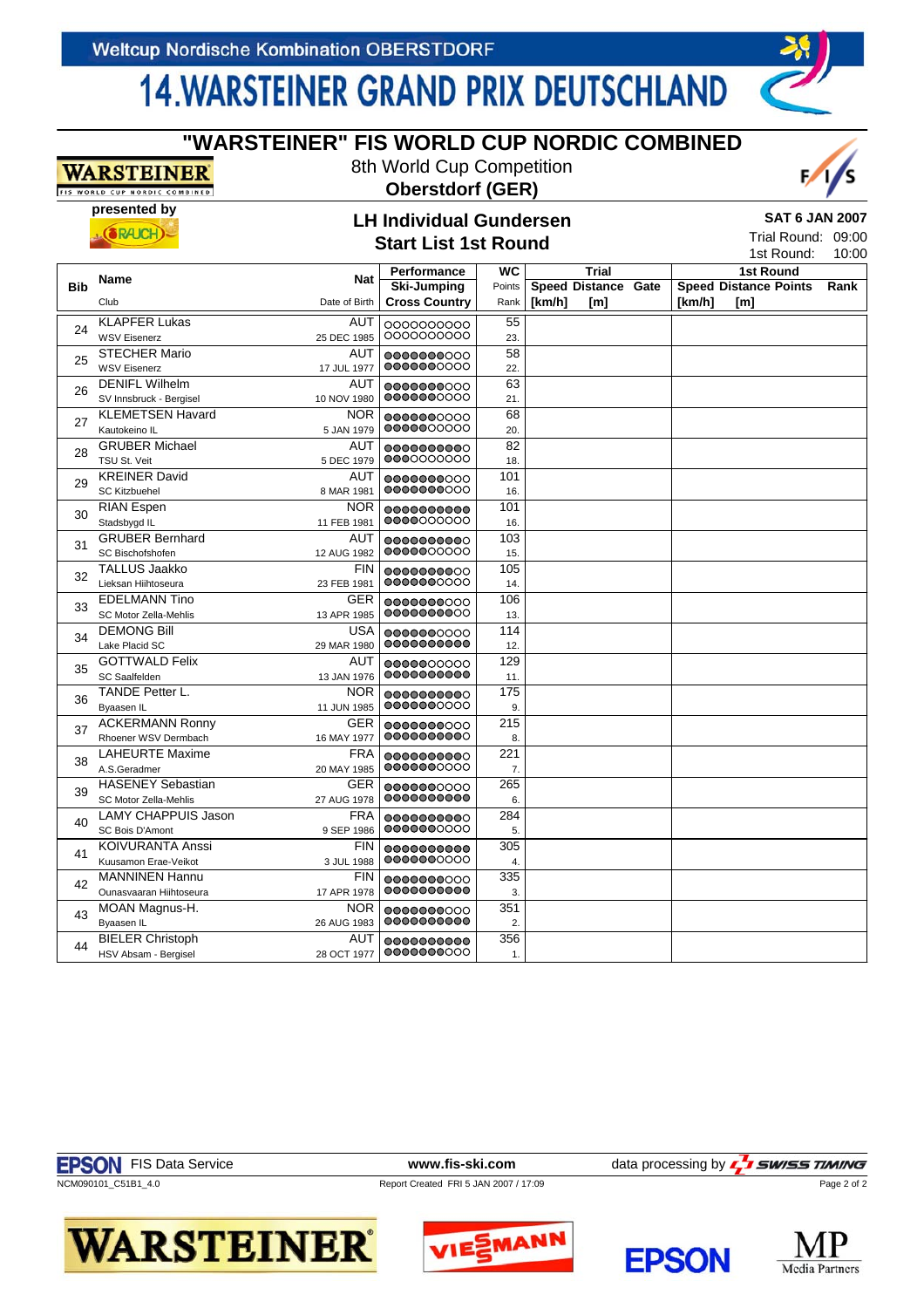Weltcup Nordische Kombination OBERSTDORF

# 14.WARSTEINER GRAND PRIX DEUTSCHLAND

## "WARSTEINER" FIS WORLD CUP NORDIC COMBINED

8th World Cup Competition

**Oberstdorf (GER)**

presented by

### LH Individual Gundersen
### Start List 1st Round

**SAT 6 JAN 2007**

Trial Round: 09:00

1st Round: 10:00

| Bib | Name / Club | Nat / Date of Birth | Performance Ski-Jumping / Cross Country | WC Points / Rank | Trial Speed [km/h] | Trial Distance [m] | Trial Gate | 1st Round Speed [km/h] | 1st Round Distance [m] | 1st Round Points | 1st Round Rank |
|---|---|---|---|---|---|---|---|---|---|---|---|
| 24 | KLAPFER Lukas<br>WSV Eisenerz | AUT<br>25 DEC 1985 | OOOOOOOOOO<br>OOOOOOOOOO | 55<br>23. | | | | | | | |
| 25 | STECHER Mario<br>WSV Eisenerz | AUT<br>17 JUL 1977 | ●●●●●●●OOO<br>●●●●●●OOOO | 58<br>22. | | | | | | | |
| 26 | DENIFL Wilhelm<br>SV Innsbruck - Bergisel | AUT<br>10 NOV 1980 | ●●●●●●●OOO<br>●●●●●●OOOO | 63<br>21. | | | | | | | |
| 27 | KLEMETSEN Havard<br>Kautokeino IL | NOR<br>5 JAN 1979 | ●●●●●●OOOO<br>●●●●●●OOOO | 68<br>20. | | | | | | | |
| 28 | GRUBER Michael<br>TSU St. Veit | AUT<br>5 DEC 1979 | ●●●●●●●●●O<br>●●●OOOOOOO | 82<br>18. | | | | | | | |
| 29 | KREINER David<br>SC Kitzbuehel | AUT<br>8 MAR 1981 | ●●●●●●●OOO<br>●●●●●●●OOO | 101<br>16. | | | | | | | |
| 30 | RIAN Espen<br>Stadsbygd IL | NOR<br>11 FEB 1981 | ●●●●●●●●●●<br>●●●●OOOOOO | 101<br>16. | | | | | | | |
| 31 | GRUBER Bernhard<br>SC Bischofshofen | AUT<br>12 AUG 1982 | ●●●●●●●●●O<br>●●●●●●OOOO | 103<br>15. | | | | | | | |
| 32 | TALLUS Jaakko<br>Lieksan Hiihtoseura | FIN<br>23 FEB 1981 | ●●●●●●●●OO<br>●●●●●●OOOO | 105<br>14. | | | | | | | |
| 33 | EDELMANN Tino<br>SC Motor Zella-Mehlis | GER<br>13 APR 1985 | ●●●●●●●OOO<br>●●●●●●●●OO | 106<br>13. | | | | | | | |
| 34 | DEMONG Bill<br>Lake Placid SC | USA<br>29 MAR 1980 | ●●●●●●OOOO<br>●●●●●●●●●● | 114<br>12. | | | | | | | |
| 35 | GOTTWALD Felix<br>SC Saalfelden | AUT<br>13 JAN 1976 | ●●●●●●OOOO<br>●●●●●●●●●● | 129<br>11. | | | | | | | |
| 36 | TANDE Petter L.<br>Byaasen IL | NOR<br>11 JUN 1985 | ●●●●●●●●●O<br>●●●●●●OOOO | 175<br>9. | | | | | | | |
| 37 | ACKERMANN Ronny<br>Rhoener WSV Dermbach | GER<br>16 MAY 1977 | ●●●●●●●OOO<br>●●●●●●●●●O | 215<br>8. | | | | | | | |
| 38 | LAHEURTE Maxime<br>A.S.Geradmer | FRA<br>20 MAY 1985 | ●●●●●●●●●O<br>●●●●●●OOOO | 221<br>7. | | | | | | | |
| 39 | HASENEY Sebastian<br>SC Motor Zella-Mehlis | GER<br>27 AUG 1978 | ●●●●●●●OOO<br>●●●●●●●●●● | 265<br>6. | | | | | | | |
| 40 | LAMY CHAPPUIS Jason<br>SC Bois D'Amont | FRA<br>9 SEP 1986 | ●●●●●●●●●●<br>●●●●●●●OOO | 284<br>5. | | | | | | | |
| 41 | KOIVURANTA Anssi<br>Kuusamon Erae-Veikot | FIN<br>3 JUL 1988 | ●●●●●●●●●●<br>●●●●●●●OOO | 305<br>4. | | | | | | | |
| 42 | MANNINEN Hannu<br>Ounasvaaran Hiihtoseura | FIN<br>17 APR 1978 | ●●●●●●●OOO<br>●●●●●●●●●● | 335<br>3. | | | | | | | |
| 43 | MOAN Magnus-H.<br>Byaasen IL | NOR<br>26 AUG 1983 | ●●●●●●●OOO<br>●●●●●●●●●● | 351<br>2. | | | | | | | |
| 44 | BIELER Christoph<br>HSV Absam - Bergisel | AUT<br>28 OCT 1977 | ●●●●●●●●●●<br>●●●●●●●OOO | 356<br>1. | | | | | | | |

EPSON FIS Data Service | www.fis-ski.com | data processing by SWISS TIMING

NCM090101_C51B1_4.0 | Report Created FRI 5 JAN 2007 / 17:09